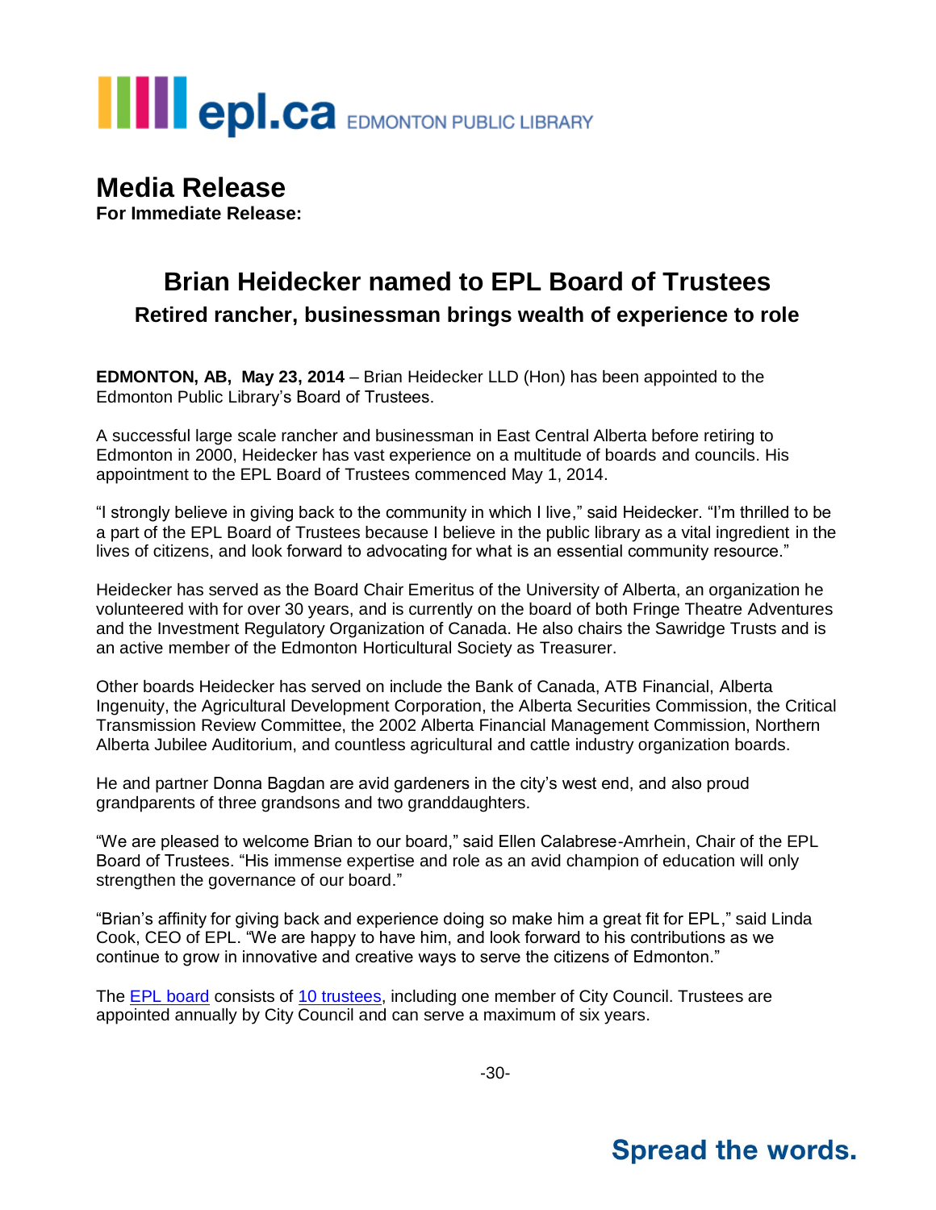epl.ca EDMONTON PUBLIC LIBRARY

# Media Release

**For Immediate Release:**

## Brian Heidecker named to EPL Board of Trustees

### Retired rancher, businessman brings wealth of experience to role

**EDMONTON, AB, May 23, 2014** – Brian Heidecker LLD (Hon) has been appointed to the Edmonton Public Library's Board of Trustees.

A successful large scale rancher and businessman in East Central Alberta before retiring to Edmonton in 2000, Heidecker has vast experience on a multitude of boards and councils. His appointment to the EPL Board of Trustees commenced May 1, 2014.

"I strongly believe in giving back to the community in which I live," said Heidecker. "I'm thrilled to be a part of the EPL Board of Trustees because I believe in the public library as a vital ingredient in the lives of citizens, and look forward to advocating for what is an essential community resource."

Heidecker has served as the Board Chair Emeritus of the University of Alberta, an organization he volunteered with for over 30 years, and is currently on the board of both Fringe Theatre Adventures and the Investment Regulatory Organization of Canada. He also chairs the Sawridge Trusts and is an active member of the Edmonton Horticultural Society as Treasurer.

Other boards Heidecker has served on include the Bank of Canada, ATB Financial, Alberta Ingenuity, the Agricultural Development Corporation, the Alberta Securities Commission, the Critical Transmission Review Committee, the 2002 Alberta Financial Management Commission, Northern Alberta Jubilee Auditorium, and countless agricultural and cattle industry organization boards.

He and partner Donna Bagdan are avid gardeners in the city's west end, and also proud grandparents of three grandsons and two granddaughters.

"We are pleased to welcome Brian to our board," said Ellen Calabrese-Amrhein, Chair of the EPL Board of Trustees. "His immense expertise and role as an avid champion of education will only strengthen the governance of our board."

"Brian's affinity for giving back and experience doing so make him a great fit for EPL," said Linda Cook, CEO of EPL. "We are happy to have him, and look forward to his contributions as we continue to grow in innovative and creative ways to serve the citizens of Edmonton."

The EPL board consists of 10 trustees, including one member of City Council. Trustees are appointed annually by City Council and can serve a maximum of six years.

-30-

**Spread the words.**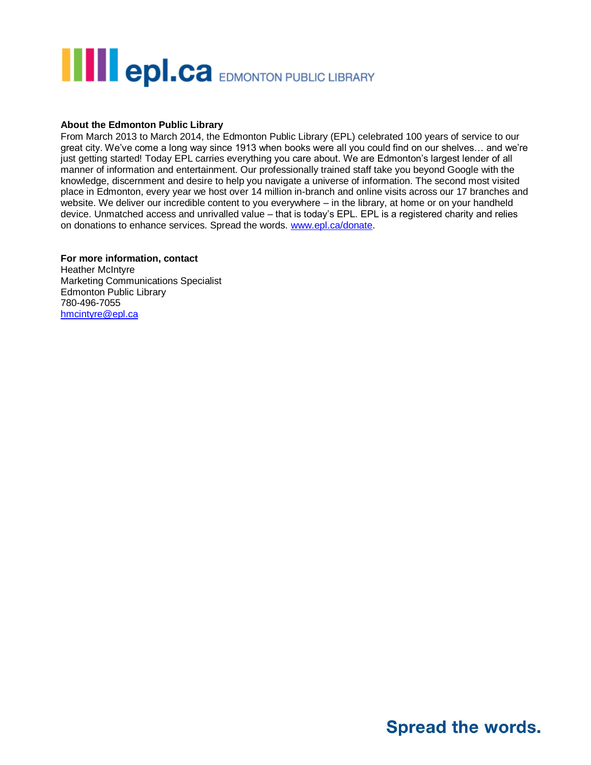epl.ca EDMONTON PUBLIC LIBRARY

**About the Edmonton Public Library**

From March 2013 to March 2014, the Edmonton Public Library (EPL) celebrated 100 years of service to our great city. We've come a long way since 1913 when books were all you could find on our shelves… and we're just getting started! Today EPL carries everything you care about. We are Edmonton's largest lender of all manner of information and entertainment. Our professionally trained staff take you beyond Google with the knowledge, discernment and desire to help you navigate a universe of information. The second most visited place in Edmonton, every year we host over 14 million in-branch and online visits across our 17 branches and website. We deliver our incredible content to you everywhere – in the library, at home or on your handheld device. Unmatched access and unrivalled value – that is today's EPL. EPL is a registered charity and relies on donations to enhance services. Spread the words. www.epl.ca/donate.

**For more information, contact**

Heather McIntyre
Marketing Communications Specialist
Edmonton Public Library
780-496-7055
hmcintyre@epl.ca

**Spread the words.**